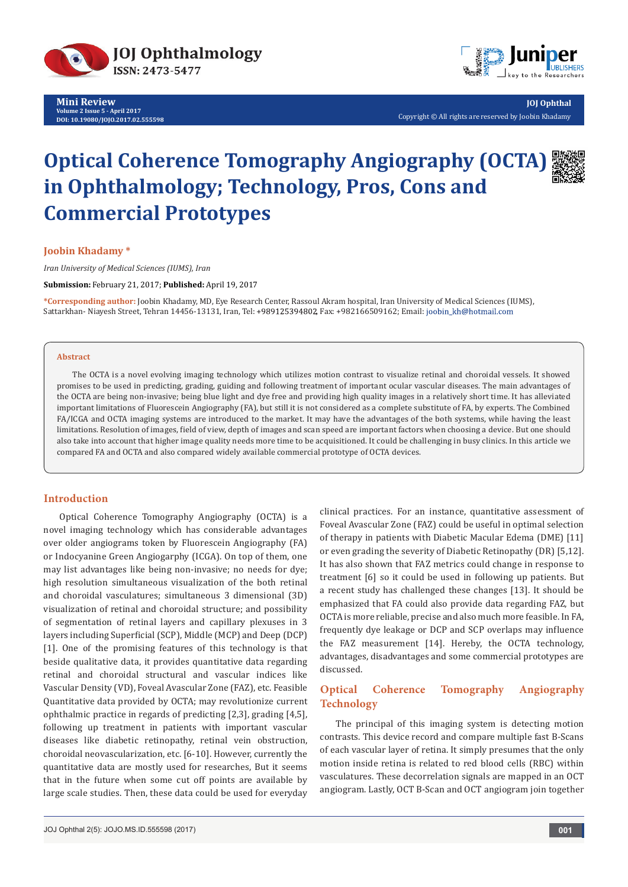Mini Review
Volume 2 Issue 5 - April 2017
DOI: 10.19080/JOJO.2017.02.555598

JOJ Ophthal
Copyright © All rights are reserved by Joobin Khadamy

# Optical Coherence Tomography Angiography (OCTA) in Ophthalmology; Technology, Pros, Cons and Commercial Prototypes

**Joobin Khadamy \***

*Iran University of Medical Sciences (IUMS), Iran*

**Submission:** February 21, 2017; **Published:** April 19, 2017

**\*Corresponding author:** Joobin Khadamy, MD, Eye Research Center, Rassoul Akram hospital, Iran University of Medical Sciences (IUMS), Sattarkhan- Niayesh Street, Tehran 14456-13131, Iran, Tel: +989125394802, Fax: +982166509162; Email: joobin_kh@hotmail.com

## Abstract

The OCTA is a novel evolving imaging technology which utilizes motion contrast to visualize retinal and choroidal vessels. It showed promises to be used in predicting, grading, guiding and following treatment of important ocular vascular diseases. The main advantages of the OCTA are being non-invasive; being blue light and dye free and providing high quality images in a relatively short time. It has alleviated important limitations of Fluorescein Angiography (FA), but still it is not considered as a complete substitute of FA, by experts. The Combined FA/ICGA and OCTA imaging systems are introduced to the market. It may have the advantages of the both systems, while having the least limitations. Resolution of images, field of view, depth of images and scan speed are important factors when choosing a device. But one should also take into account that higher image quality needs more time to be acquisitioned. It could be challenging in busy clinics. In this article we compared FA and OCTA and also compared widely available commercial prototype of OCTA devices.

## Introduction

Optical Coherence Tomography Angiography (OCTA) is a novel imaging technology which has considerable advantages over older angiograms token by Fluorescein Angiography (FA) or Indocyanine Green Angiogarphy (ICGA). On top of them, one may list advantages like being non-invasive; no needs for dye; high resolution simultaneous visualization of the both retinal and choroidal vasculatures; simultaneous 3 dimensional (3D) visualization of retinal and choroidal structure; and possibility of segmentation of retinal layers and capillary plexuses in 3 layers including Superficial (SCP), Middle (MCP) and Deep (DCP) [1]. One of the promising features of this technology is that beside qualitative data, it provides quantitative data regarding retinal and choroidal structural and vascular indices like Vascular Density (VD), Foveal Avascular Zone (FAZ), etc. Feasible Quantitative data provided by OCTA; may revolutionize current ophthalmic practice in regards of predicting [2,3], grading [4,5], following up treatment in patients with important vascular diseases like diabetic retinopathy, retinal vein obstruction, choroidal neovascularization, etc. [6-10]. However, currently the quantitative data are mostly used for researches, But it seems that in the future when some cut off points are available by large scale studies. Then, these data could be used for everyday clinical practices. For an instance, quantitative assessment of Foveal Avascular Zone (FAZ) could be useful in optimal selection of therapy in patients with Diabetic Macular Edema (DME) [11] or even grading the severity of Diabetic Retinopathy (DR) [5,12]. It has also shown that FAZ metrics could change in response to treatment [6] so it could be used in following up patients. But a recent study has challenged these changes [13]. It should be emphasized that FA could also provide data regarding FAZ, but OCTA is more reliable, precise and also much more feasible. In FA, frequently dye leakage or DCP and SCP overlaps may influence the FAZ measurement [14]. Hereby, the OCTA technology, advantages, disadvantages and some commercial prototypes are discussed.

## Optical Coherence Tomography Angiography Technology

The principal of this imaging system is detecting motion contrasts. This device record and compare multiple fast B-Scans of each vascular layer of retina. It simply presumes that the only motion inside retina is related to red blood cells (RBC) within vasculatures. These decorrelation signals are mapped in an OCT angiogram. Lastly, OCT B-Scan and OCT angiogram join together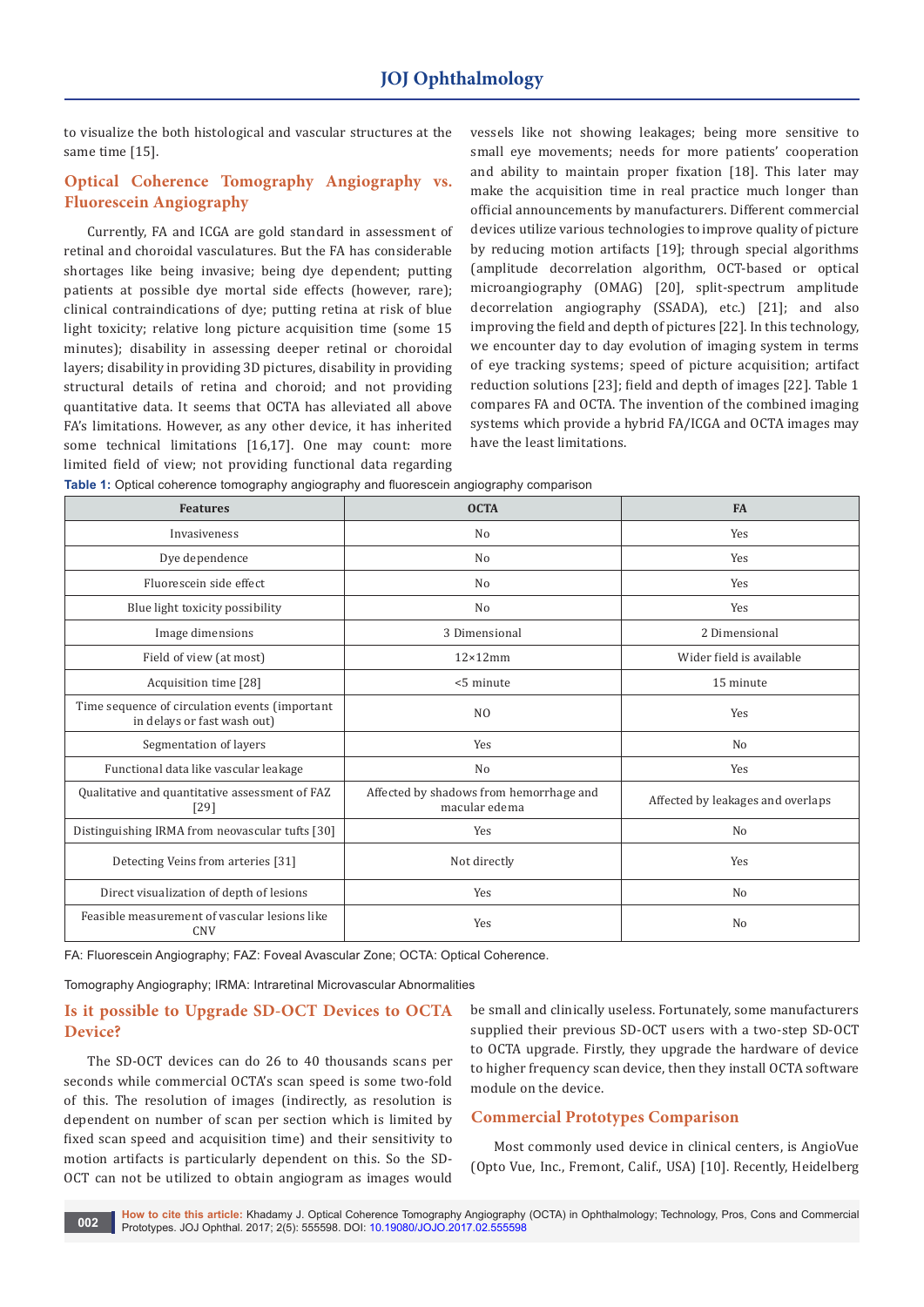to visualize the both histological and vascular structures at the same time [15].

## Optical Coherence Tomography Angiography vs. Fluorescein Angiography

Currently, FA and ICGA are gold standard in assessment of retinal and choroidal vasculatures. But the FA has considerable shortages like being invasive; being dye dependent; putting patients at possible dye mortal side effects (however, rare); clinical contraindications of dye; putting retina at risk of blue light toxicity; relative long picture acquisition time (some 15 minutes); disability in assessing deeper retinal or choroidal layers; disability in providing 3D pictures, disability in providing structural details of retina and choroid; and not providing quantitative data. It seems that OCTA has alleviated all above FA's limitations. However, as any other device, it has inherited some technical limitations [16,17]. One may count: more limited field of view; not providing functional data regarding vessels like not showing leakages; being more sensitive to small eye movements; needs for more patients' cooperation and ability to maintain proper fixation [18]. This later may make the acquisition time in real practice much longer than official announcements by manufacturers. Different commercial devices utilize various technologies to improve quality of picture by reducing motion artifacts [19]; through special algorithms (amplitude decorrelation algorithm, OCT-based or optical microangiography (OMAG) [20], split-spectrum amplitude decorrelation angiography (SSADA), etc.) [21]; and also improving the field and depth of pictures [22]. In this technology, we encounter day to day evolution of imaging system in terms of eye tracking systems; speed of picture acquisition; artifact reduction solutions [23]; field and depth of images [22]. Table 1 compares FA and OCTA. The invention of the combined imaging systems which provide a hybrid FA/ICGA and OCTA images may have the least limitations.

**Table 1:** Optical coherence tomography angiography and fluorescein angiography comparison

| Features | OCTA | FA |
|---|---|---|
| Invasiveness | No | Yes |
| Dye dependence | No | Yes |
| Fluorescein side effect | No | Yes |
| Blue light toxicity possibility | No | Yes |
| Image dimensions | 3 Dimensional | 2 Dimensional |
| Field of view (at most) | 12×12mm | Wider field is available |
| Acquisition time [28] | <5 minute | 15 minute |
| Time sequence of circulation events (important in delays or fast wash out) | NO | Yes |
| Segmentation of layers | Yes | No |
| Functional data like vascular leakage | No | Yes |
| Qualitative and quantitative assessment of FAZ [29] | Affected by shadows from hemorrhage and macular edema | Affected by leakages and overlaps |
| Distinguishing IRMA from neovascular tufts [30] | Yes | No |
| Detecting Veins from arteries [31] | Not directly | Yes |
| Direct visualization of depth of lesions | Yes | No |
| Feasible measurement of vascular lesions like CNV | Yes | No |

FA: Fluorescein Angiography; FAZ: Foveal Avascular Zone; OCTA: Optical Coherence.

Tomography Angiography; IRMA: Intraretinal Microvascular Abnormalities

## Is it possible to Upgrade SD-OCT Devices to OCTA Device?

The SD-OCT devices can do 26 to 40 thousands scans per seconds while commercial OCTA's scan speed is some two-fold of this. The resolution of images (indirectly, as resolution is dependent on number of scan per section which is limited by fixed scan speed and acquisition time) and their sensitivity to motion artifacts is particularly dependent on this. So the SD-OCT can not be utilized to obtain angiogram as images would be small and clinically useless. Fortunately, some manufacturers supplied their previous SD-OCT users with a two-step SD-OCT to OCTA upgrade. Firstly, they upgrade the hardware of device to higher frequency scan device, then they install OCTA software module on the device.

## Commercial Prototypes Comparison

Most commonly used device in clinical centers, is AngioVue (Opto Vue, Inc., Fremont, Calif., USA) [10]. Recently, Heidelberg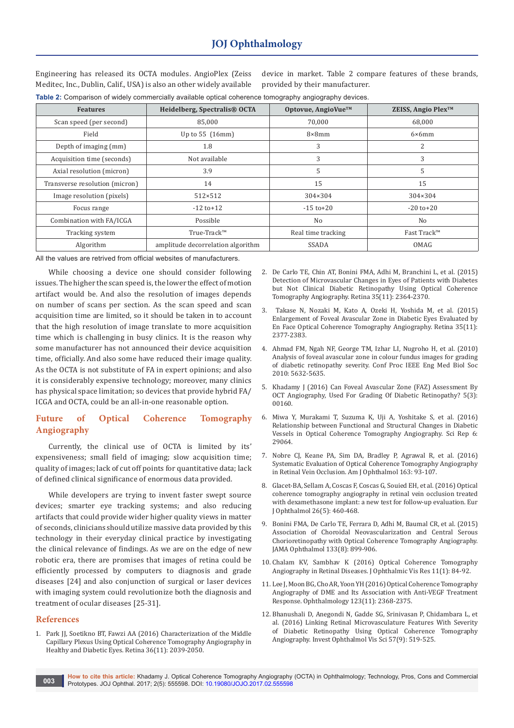Engineering has released its OCTA modules. AngioPlex (Zeiss Meditec, Inc., Dublin, Calif., USA) is also an other widely available device in market. Table 2 compare features of these brands, provided by their manufacturer.

**Table 2:** Comparison of widely commercially available optical coherence tomography angiography devices.

| Features | Heidelberg, Spectralis® OCTA | Optovue, AngioVue™ | ZEISS, Angio Plex™ |
|---|---|---|---|
| Scan speed (per second) | 85,000 | 70,000 | 68,000 |
| Field | Up to 55 (16mm) | 8×8mm | 6×6mm |
| Depth of imaging (mm) | 1.8 | 3 | 2 |
| Acquisition time (seconds) | Not available | 3 | 3 |
| Axial resolution (micron) | 3.9 | 5 | 5 |
| Transverse resolution (micron) | 14 | 15 | 15 |
| Image resolution (pixels) | 512×512 | 304×304 | 304×304 |
| Focus range | -12 to+12 | -15 to+20 | -20 to+20 |
| Combination with FA/ICGA | Possible | No | No |
| Tracking system | True-Track™ | Real time tracking | Fast Track™ |
| Algorithm | amplitude decorrelation algorithm | SSADA | OMAG |

All the values are retrived from official websites of manufacturers.

While choosing a device one should consider following issues. The higher the scan speed is, the lower the effect of motion artifact would be. And also the resolution of images depends on number of scans per section. As the scan speed and scan acquisition time are limited, so it should be taken in to account that the high resolution of image translate to more acquisition time which is challenging in busy clinics. It is the reason why some manufacturer has not announced their device acquisition time, officially. And also some have reduced their image quality. As the OCTA is not substitute of FA in expert opinions; and also it is considerably expensive technology; moreover, many clinics has physical space limitation; so devices that provide hybrid FA/ICGA and OCTA, could be an all-in-one reasonable option.

## Future of Optical Coherence Tomography Angiography

Currently, the clinical use of OCTA is limited by its' expensiveness; small field of imaging; slow acquisition time; quality of images; lack of cut off points for quantitative data; lack of defined clinical significance of enormous data provided.

While developers are trying to invent faster swept source devices; smarter eye tracking systems; and also reducing artifacts that could provide wider higher quality views in matter of seconds, clinicians should utilize massive data provided by this technology in their everyday clinical practice by investigating the clinical relevance of findings. As we are on the edge of new robotic era, there are promises that images of retina could be efficiently processed by computers to diagnosis and grade diseases [24] and also conjunction of surgical or laser devices with imaging system could revolutionize both the diagnosis and treatment of ocular diseases [25-31].

## References

1. Park JJ, Soetikno BT, Fawzi AA (2016) Characterization of the Middle Capillary Plexus Using Optical Coherence Tomography Angiography in Healthy and Diabetic Eyes. Retina 36(11): 2039-2050.
2. De Carlo TE, Chin AT, Bonini FMA, Adhi M, Branchini L, et al. (2015) Detection of Microvascular Changes in Eyes of Patients with Diabetes but Not Clinical Diabetic Retinopathy Using Optical Coherence Tomography Angiography. Retina 35(11): 2364-2370.
3. Takase N, Nozaki M, Kato A, Ozeki H, Yoshida M, et al. (2015) Enlargement of Foveal Avascular Zone in Diabetic Eyes Evaluated by En Face Optical Coherence Tomography Angiography. Retina 35(11): 2377-2383.
4. Ahmad FM, Ngah NF, George TM, Izhar LI, Nugroho H, et al. (2010) Analysis of foveal avascular zone in colour fundus images for grading of diabetic retinopathy severity. Conf Proc IEEE Eng Med Biol Soc 2010: 5632-5635.
5. Khadamy J (2016) Can Foveal Avascular Zone (FAZ) Assessment By OCT Angiography, Used For Grading Of Diabetic Retinopathy? 5(3): 00160.
6. Miwa Y, Murakami T, Suzuma K, Uji A, Yoshitake S, et al. (2016) Relationship between Functional and Structural Changes in Diabetic Vessels in Optical Coherence Tomography Angiography. Sci Rep 6: 29064.
7. Nobre CJ, Keane PA, Sim DA, Bradley P, Agrawal R, et al. (2016) Systematic Evaluation of Optical Coherence Tomography Angiography in Retinal Vein Occlusion. Am J Ophthalmol 163: 93-107.
8. Glacet-BA, Sellam A, Coscas F, Coscas G, Souied EH, et al. (2016) Optical coherence tomography angiography in retinal vein occlusion treated with dexamethasone implant: a new test for follow-up evaluation. Eur J Ophthalmol 26(5): 460-468.
9. Bonini FMA, De Carlo TE, Ferrara D, Adhi M, Baumal CR, et al. (2015) Association of Choroidal Neovascularization and Central Serous Chorioretinopathy with Optical Coherence Tomography Angiography. JAMA Ophthalmol 133(8): 899-906.
10. Chalam KV, Sambhav K (2016) Optical Coherence Tomography Angiography in Retinal Diseases. J Ophthalmic Vis Res 11(1): 84-92.
11. Lee J, Moon BG, Cho AR, Yoon YH (2016) Optical Coherence Tomography Angiography of DME and Its Association with Anti-VEGF Treatment Response. Ophthalmology 123(11): 2368-2375.
12. Bhanushali D, Anegondi N, Gadde SG, Srinivasan P, Chidambara L, et al. (2016) Linking Retinal Microvasculature Features With Severity of Diabetic Retinopathy Using Optical Coherence Tomography Angiography. Invest Ophthalmol Vis Sci 57(9): 519-525.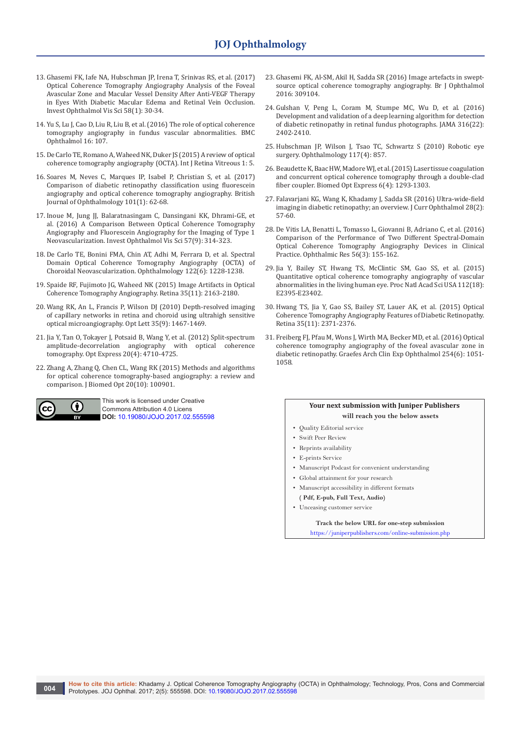13. Ghasemi FK, Iafe NA, Hubschman JP, Irena T, Srinivas RS, et al. (2017) Optical Coherence Tomography Angiography Analysis of the Foveal Avascular Zone and Macular Vessel Density After Anti-VEGF Therapy in Eyes With Diabetic Macular Edema and Retinal Vein Occlusion. Invest Ophthalmol Vis Sci 58(1): 30-34.
14. Yu S, Lu J, Cao D, Liu R, Liu B, et al. (2016) The role of optical coherence tomography angiography in fundus vascular abnormalities. BMC Ophthalmol 16: 107.
15. De Carlo TE, Romano A, Waheed NK, Duker JS (2015) A review of optical coherence tomography angiography (OCTA). Int J Retina Vitreous 1: 5.
16. Soares M, Neves C, Marques IP, Isabel P, Christian S, et al. (2017) Comparison of diabetic retinopathy classification using fluorescein angiography and optical coherence tomography angiography. British Journal of Ophthalmology 101(1): 62-68.
17. Inoue M, Jung JJ, Balaratnasingam C, Dansingani KK, Dhrami-GE, et al. (2016) A Comparison Between Optical Coherence Tomography Angiography and Fluorescein Angiography for the Imaging of Type 1 Neovascularization. Invest Ophthalmol Vis Sci 57(9): 314-323.
18. De Carlo TE, Bonini FMA, Chin AT, Adhi M, Ferrara D, et al. Spectral Domain Optical Coherence Tomography Angiography (OCTA) of Choroidal Neovascularization. Ophthalmology 122(6): 1228-1238.
19. Spaide RF, Fujimoto JG, Waheed NK (2015) Image Artifacts in Optical Coherence Tomography Angiography. Retina 35(11): 2163-2180.
20. Wang RK, An L, Francis P, Wilson DJ (2010) Depth-resolved imaging of capillary networks in retina and choroid using ultrahigh sensitive optical microangiography. Opt Lett 35(9): 1467-1469.
21. Jia Y, Tan O, Tokayer J, Potsaid B, Wang Y, et al. (2012) Split-spectrum amplitude-decorrelation angiography with optical coherence tomography. Opt Express 20(4): 4710-4725.
22. Zhang A, Zhang Q, Chen CL, Wang RK (2015) Methods and algorithms for optical coherence tomography-based angiography: a review and comparison. J Biomed Opt 20(10): 100901.
23. Ghasemi FK, Al-SM, Akil H, Sadda SR (2016) Image artefacts in swept-source optical coherence tomography angiography. Br J Ophthalmol 2016: 309104.
24. Gulshan V, Peng L, Coram M, Stumpe MC, Wu D, et al. (2016) Development and validation of a deep learning algorithm for detection of diabetic retinopathy in retinal fundus photographs. JAMA 316(22): 2402-2410.
25. Hubschman JP, Wilson J, Tsao TC, Schwartz S (2010) Robotic eye surgery. Ophthalmology 117(4): 857.
26. Beaudette K, Baac HW, Madore WJ, et al. (2015) Laser tissue coagulation and concurrent optical coherence tomography through a double-clad fiber coupler. Biomed Opt Express 6(4): 1293-1303.
27. Falavarjani KG, Wang K, Khadamy J, Sadda SR (2016) Ultra-wide-field imaging in diabetic retinopathy; an overview. J Curr Ophthalmol 28(2): 57-60.
28. De Vitis LA, Benatti L, Tomasso L, Giovanni B, Adriano C, et al. (2016) Comparison of the Performance of Two Different Spectral-Domain Optical Coherence Tomography Angiography Devices in Clinical Practice. Ophthalmic Res 56(3): 155-162.
29. Jia Y, Bailey ST, Hwang TS, McClintic SM, Gao SS, et al. (2015) Quantitative optical coherence tomography angiography of vascular abnormalities in the living human eye. Proc Natl Acad Sci USA 112(18): E2395-E23402.
30. Hwang TS, Jia Y, Gao SS, Bailey ST, Lauer AK, et al. (2015) Optical Coherence Tomography Angiography Features of Diabetic Retinopathy. Retina 35(11): 2371-2376.
31. Freiberg FJ, Pfau M, Wons J, Wirth MA, Becker MD, et al. (2016) Optical coherence tomography angiography of the foveal avascular zone in diabetic retinopathy. Graefes Arch Clin Exp Ophthalmol 254(6): 1051-1058.

This work is licensed under Creative Commons Attribution 4.0 Licens
**DOI:** 10.19080/JOJO.2017.02.555598

**Your next submission with Juniper Publishers will reach you the below assets**

- Quality Editorial service
- Swift Peer Review
- Reprints availability
- E-prints Service
- Manuscript Podcast for convenient understanding
- Global attainment for your research
- Manuscript accessibility in different formats
  **( Pdf, E-pub, Full Text, Audio)**
- Unceasing customer service

**Track the below URL for one-step submission**
https://juniperpublishers.com/online-submission.php

**How to cite this article:** Khadamy J. Optical Coherence Tomography Angiography (OCTA) in Ophthalmology; Technology, Pros, Cons and Commercial Prototypes. JOJ Ophthal. 2017; 2(5): 555598. DOI: 10.19080/JOJO.2017.02.555598